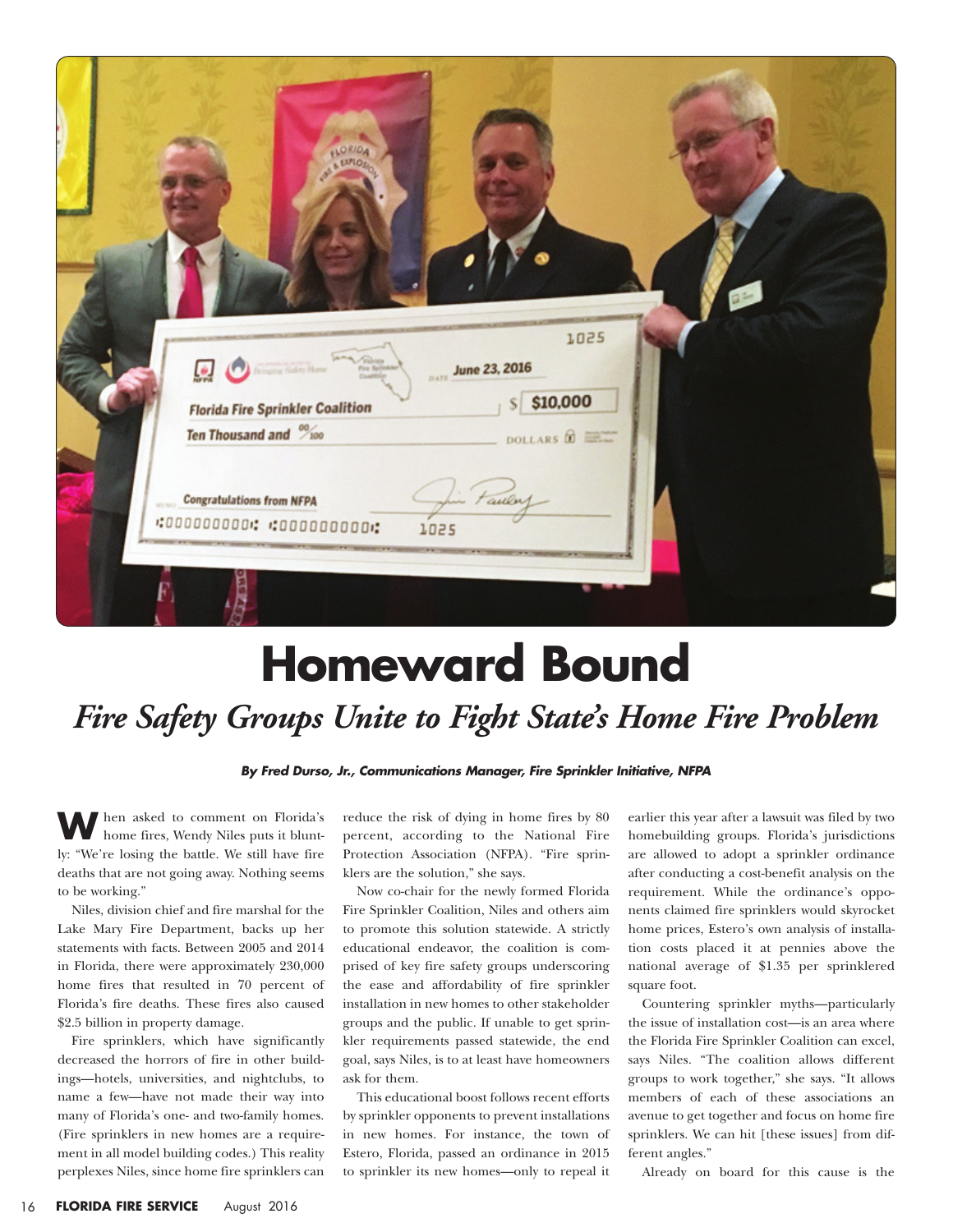# Homeward Bound

## *Fire Safety Groups Unite to Fight State's Home Fire Problem*

***By Fred Durso, Jr., Communications Manager, Fire Sprinkler Initiative, NFPA***

When asked to comment on Florida's home fires, Wendy Niles puts it bluntly: "We're losing the battle. We still have fire deaths that are not going away. Nothing seems to be working."

Niles, division chief and fire marshal for the Lake Mary Fire Department, backs up her statements with facts. Between 2005 and 2014 in Florida, there were approximately 230,000 home fires that resulted in 70 percent of Florida's fire deaths. These fires also caused $2.5 billion in property damage.

Fire sprinklers, which have significantly decreased the horrors of fire in other buildings—hotels, universities, and nightclubs, to name a few—have not made their way into many of Florida's one- and two-family homes. (Fire sprinklers in new homes are a requirement in all model building codes.) This reality perplexes Niles, since home fire sprinklers can reduce the risk of dying in home fires by 80 percent, according to the National Fire Protection Association (NFPA). "Fire sprinklers are the solution," she says.

Now co-chair for the newly formed Florida Fire Sprinkler Coalition, Niles and others aim to promote this solution statewide. A strictly educational endeavor, the coalition is comprised of key fire safety groups underscoring the ease and affordability of fire sprinkler installation in new homes to other stakeholder groups and the public. If unable to get sprinkler requirements passed statewide, the end goal, says Niles, is to at least have homeowners ask for them.

This educational boost follows recent efforts by sprinkler opponents to prevent installations in new homes. For instance, the town of Estero, Florida, passed an ordinance in 2015 to sprinkler its new homes—only to repeal it earlier this year after a lawsuit was filed by two homebuilding groups. Florida's jurisdictions are allowed to adopt a sprinkler ordinance after conducting a cost-benefit analysis on the requirement. While the ordinance's opponents claimed fire sprinklers would skyrocket home prices, Estero's own analysis of installation costs placed it at pennies above the national average of $1.35 per sprinklered square foot.

Countering sprinkler myths—particularly the issue of installation cost—is an area where the Florida Fire Sprinkler Coalition can excel, says Niles. "The coalition allows different groups to work together," she says. "It allows members of each of these associations an avenue to get together and focus on home fire sprinklers. We can hit [these issues] from different angles."

Already on board for this cause is the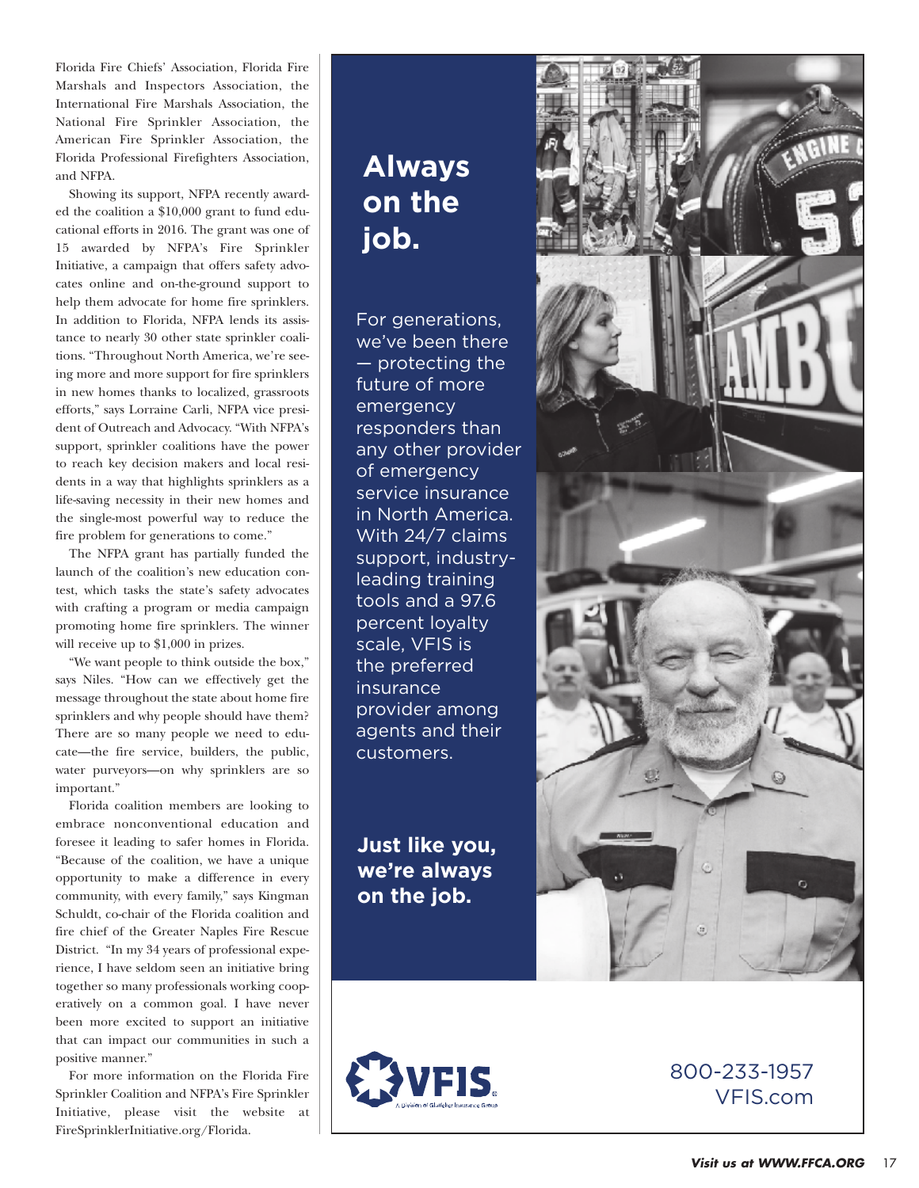Florida Fire Chiefs' Association, Florida Fire Marshals and Inspectors Association, the International Fire Marshals Association, the National Fire Sprinkler Association, the American Fire Sprinkler Association, the Florida Professional Firefighters Association, and NFPA.

Showing its support, NFPA recently awarded the coalition a $10,000 grant to fund educational efforts in 2016. The grant was one of 15 awarded by NFPA's Fire Sprinkler Initiative, a campaign that offers safety advocates online and on-the-ground support to help them advocate for home fire sprinklers. In addition to Florida, NFPA lends its assistance to nearly 30 other state sprinkler coalitions. "Throughout North America, we're seeing more and more support for fire sprinklers in new homes thanks to localized, grassroots efforts," says Lorraine Carli, NFPA vice president of Outreach and Advocacy. "With NFPA's support, sprinkler coalitions have the power to reach key decision makers and local residents in a way that highlights sprinklers as a life-saving necessity in their new homes and the single-most powerful way to reduce the fire problem for generations to come."

The NFPA grant has partially funded the launch of the coalition's new education contest, which tasks the state's safety advocates with crafting a program or media campaign promoting home fire sprinklers. The winner will receive up to $1,000 in prizes.

"We want people to think outside the box," says Niles. "How can we effectively get the message throughout the state about home fire sprinklers and why people should have them? There are so many people we need to educate—the fire service, builders, the public, water purveyors—on why sprinklers are so important."

Florida coalition members are looking to embrace nonconventional education and foresee it leading to safer homes in Florida. "Because of the coalition, we have a unique opportunity to make a difference in every community, with every family," says Kingman Schuldt, co-chair of the Florida coalition and fire chief of the Greater Naples Fire Rescue District. "In my 34 years of professional experience, I have seldom seen an initiative bring together so many professionals working cooperatively on a common goal. I have never been more excited to support an initiative that can impact our communities in such a positive manner."

For more information on the Florida Fire Sprinkler Coalition and NFPA's Fire Sprinkler Initiative, please visit the website at FireSprinklerInitiative.org/Florida.

## Always on the job.

For generations, we've been there — protecting the future of more emergency responders than any other provider of emergency service insurance in North America. With 24/7 claims support, industry-leading training tools and a 97.6 percent loyalty scale, VFIS is the preferred insurance provider among agents and their customers.

**Just like you, we're always on the job.**

VFIS
A Division of Glatfelter Insurance Group

800-233-1957
VFIS.com